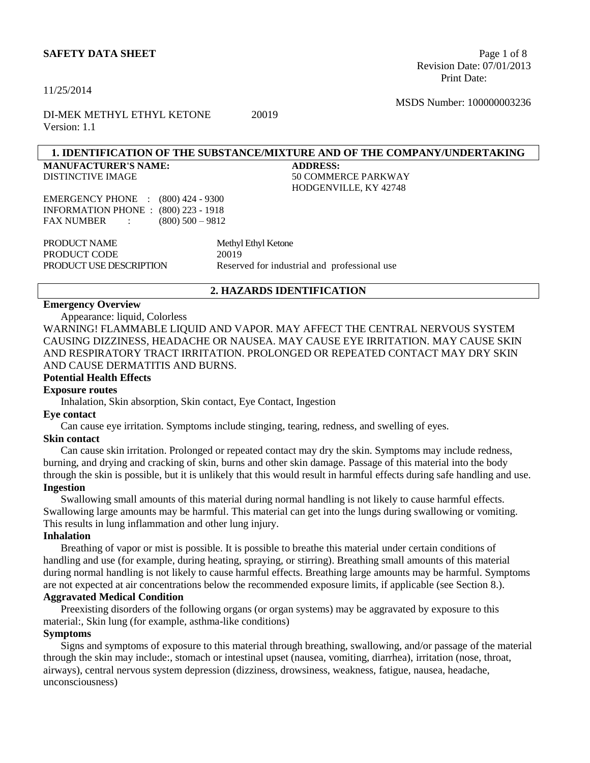# SAFETY DATA SHEET

Revision Date: 07/01/2013
Print Date: 11/25/2014

MSDS Number: 100000003236

DI-MEK METHYL ETHYL KETONE 20019
Version: 1.1

## 1. IDENTIFICATION OF THE SUBSTANCE/MIXTURE AND OF THE COMPANY/UNDERTAKING

**MANUFACTURER'S NAME:**
DISTINCTIVE IMAGE

**ADDRESS:**
50 COMMERCE PARKWAY
HODGENVILLE, KY 42748

EMERGENCY PHONE : (800) 424 - 9300
INFORMATION PHONE : (800) 223 - 1918
FAX NUMBER : (800) 500 – 9812

PRODUCT NAME: Methyl Ethyl Ketone
PRODUCT CODE: 20019
PRODUCT USE DESCRIPTION: Reserved for industrial and professional use

## 2. HAZARDS IDENTIFICATION

**Emergency Overview**

Appearance: liquid, Colorless

WARNING! FLAMMABLE LIQUID AND VAPOR. MAY AFFECT THE CENTRAL NERVOUS SYSTEM CAUSING DIZZINESS, HEADACHE OR NAUSEA. MAY CAUSE EYE IRRITATION. MAY CAUSE SKIN AND RESPIRATORY TRACT IRRITATION. PROLONGED OR REPEATED CONTACT MAY DRY SKIN AND CAUSE DERMATITIS AND BURNS.

**Potential Health Effects**

**Exposure routes**

Inhalation, Skin absorption, Skin contact, Eye Contact, Ingestion

**Eye contact**

Can cause eye irritation. Symptoms include stinging, tearing, redness, and swelling of eyes.

**Skin contact**

Can cause skin irritation. Prolonged or repeated contact may dry the skin. Symptoms may include redness, burning, and drying and cracking of skin, burns and other skin damage. Passage of this material into the body through the skin is possible, but it is unlikely that this would result in harmful effects during safe handling and use.

**Ingestion**

Swallowing small amounts of this material during normal handling is not likely to cause harmful effects. Swallowing large amounts may be harmful. This material can get into the lungs during swallowing or vomiting. This results in lung inflammation and other lung injury.

**Inhalation**

Breathing of vapor or mist is possible. It is possible to breathe this material under certain conditions of handling and use (for example, during heating, spraying, or stirring). Breathing small amounts of this material during normal handling is not likely to cause harmful effects. Breathing large amounts may be harmful. Symptoms are not expected at air concentrations below the recommended exposure limits, if applicable (see Section 8.).

**Aggravated Medical Condition**

Preexisting disorders of the following organs (or organ systems) may be aggravated by exposure to this material:, Skin lung (for example, asthma-like conditions)

**Symptoms**

Signs and symptoms of exposure to this material through breathing, swallowing, and/or passage of the material through the skin may include:, stomach or intestinal upset (nausea, vomiting, diarrhea), irritation (nose, throat, airways), central nervous system depression (dizziness, drowsiness, weakness, fatigue, nausea, headache, unconsciousness)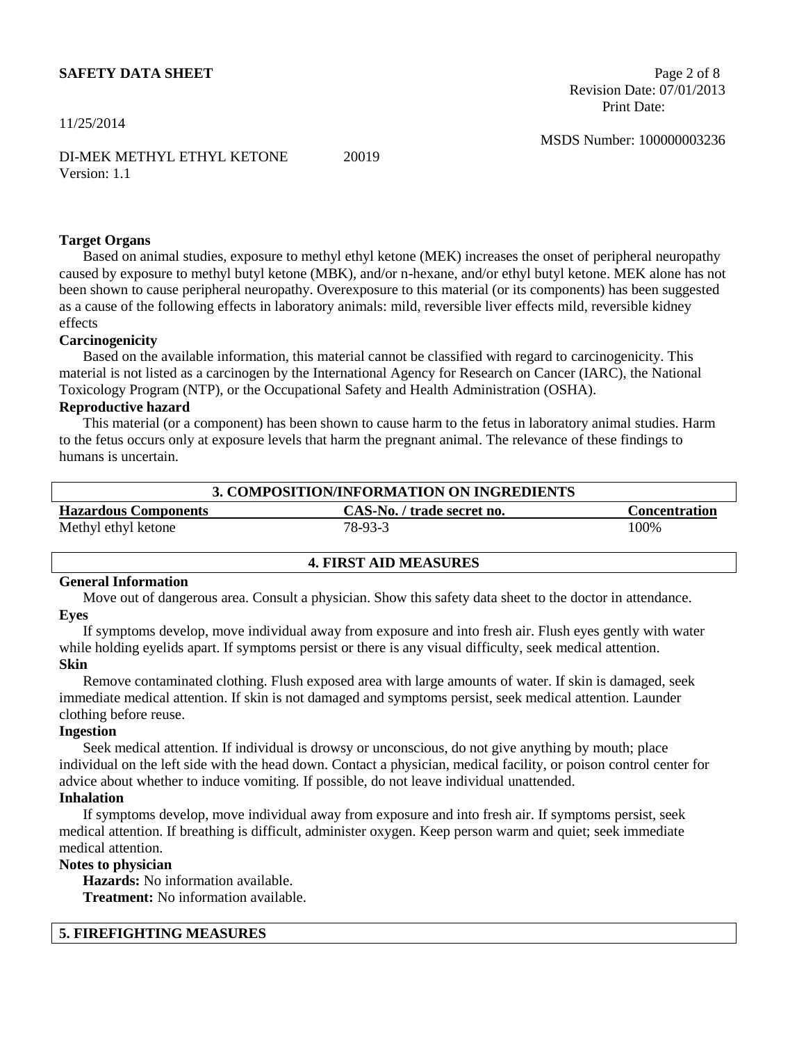**Target Organs**

Based on animal studies, exposure to methyl ethyl ketone (MEK) increases the onset of peripheral neuropathy caused by exposure to methyl butyl ketone (MBK), and/or n-hexane, and/or ethyl butyl ketone. MEK alone has not been shown to cause peripheral neuropathy. Overexposure to this material (or its components) has been suggested as a cause of the following effects in laboratory animals: mild, reversible liver effects mild, reversible kidney effects

**Carcinogenicity**

Based on the available information, this material cannot be classified with regard to carcinogenicity. This material is not listed as a carcinogen by the International Agency for Research on Cancer (IARC), the National Toxicology Program (NTP), or the Occupational Safety and Health Administration (OSHA).

**Reproductive hazard**

This material (or a component) has been shown to cause harm to the fetus in laboratory animal studies. Harm to the fetus occurs only at exposure levels that harm the pregnant animal. The relevance of these findings to humans is uncertain.

## 3. COMPOSITION/INFORMATION ON INGREDIENTS

| Hazardous Components | CAS-No. / trade secret no. | Concentration |
| --- | --- | --- |
| Methyl ethyl ketone | 78-93-3 | 100% |

## 4. FIRST AID MEASURES

**General Information**

Move out of dangerous area. Consult a physician. Show this safety data sheet to the doctor in attendance.

**Eyes**

If symptoms develop, move individual away from exposure and into fresh air. Flush eyes gently with water while holding eyelids apart. If symptoms persist or there is any visual difficulty, seek medical attention.

**Skin**

Remove contaminated clothing. Flush exposed area with large amounts of water. If skin is damaged, seek immediate medical attention. If skin is not damaged and symptoms persist, seek medical attention. Launder clothing before reuse.

**Ingestion**

Seek medical attention. If individual is drowsy or unconscious, do not give anything by mouth; place individual on the left side with the head down. Contact a physician, medical facility, or poison control center for advice about whether to induce vomiting. If possible, do not leave individual unattended.

**Inhalation**

If symptoms develop, move individual away from exposure and into fresh air. If symptoms persist, seek medical attention. If breathing is difficult, administer oxygen. Keep person warm and quiet; seek immediate medical attention.

**Notes to physician**

**Hazards:** No information available.

**Treatment:** No information available.

## 5. FIREFIGHTING MEASURES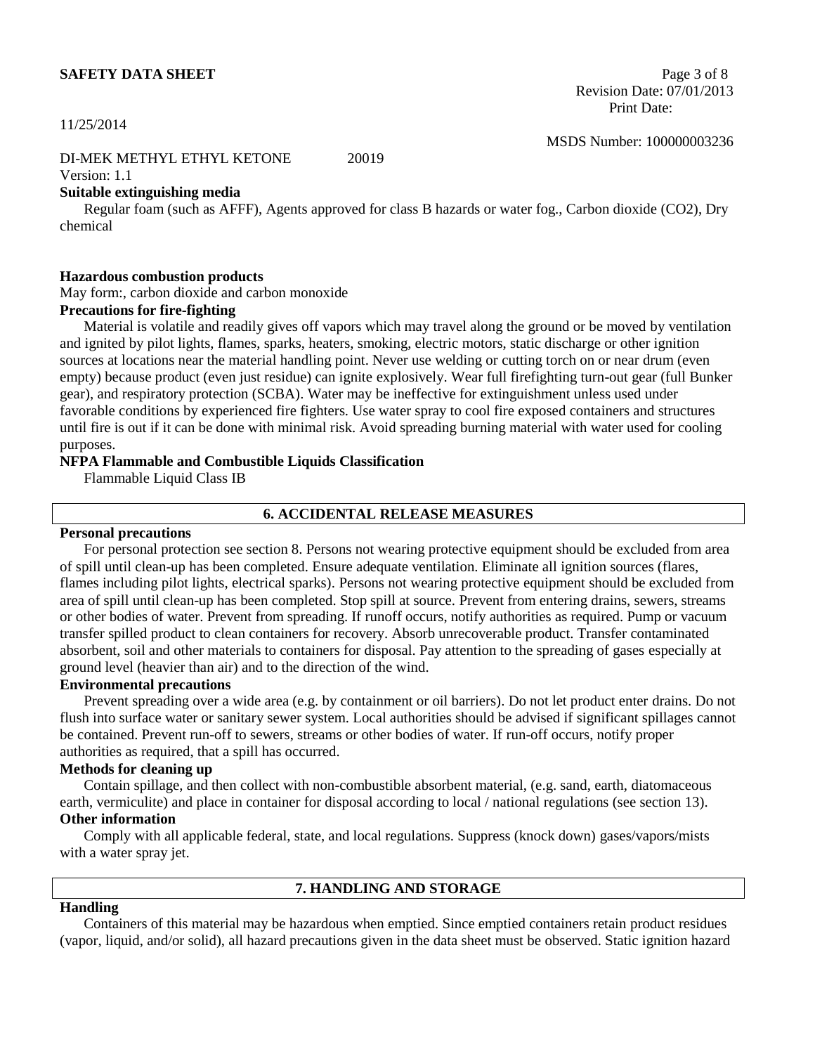**Suitable extinguishing media**

Regular foam (such as AFFF), Agents approved for class B hazards or water fog., Carbon dioxide ($CO_2$), Dry chemical

**Hazardous combustion products**

May form:, carbon dioxide and carbon monoxide

**Precautions for fire-fighting**

Material is volatile and readily gives off vapors which may travel along the ground or be moved by ventilation and ignited by pilot lights, flames, sparks, heaters, smoking, electric motors, static discharge or other ignition sources at locations near the material handling point. Never use welding or cutting torch on or near drum (even empty) because product (even just residue) can ignite explosively. Wear full firefighting turn-out gear (full Bunker gear), and respiratory protection (SCBA). Water may be ineffective for extinguishment unless used under favorable conditions by experienced fire fighters. Use water spray to cool fire exposed containers and structures until fire is out if it can be done with minimal risk. Avoid spreading burning material with water used for cooling purposes.

**NFPA Flammable and Combustible Liquids Classification**

Flammable Liquid Class IB

## 6. ACCIDENTAL RELEASE MEASURES

**Personal precautions**

For personal protection see section 8. Persons not wearing protective equipment should be excluded from area of spill until clean-up has been completed. Ensure adequate ventilation. Eliminate all ignition sources (flares, flames including pilot lights, electrical sparks). Persons not wearing protective equipment should be excluded from area of spill until clean-up has been completed. Stop spill at source. Prevent from entering drains, sewers, streams or other bodies of water. Prevent from spreading. If runoff occurs, notify authorities as required. Pump or vacuum transfer spilled product to clean containers for recovery. Absorb unrecoverable product. Transfer contaminated absorbent, soil and other materials to containers for disposal. Pay attention to the spreading of gases especially at ground level (heavier than air) and to the direction of the wind.

**Environmental precautions**

Prevent spreading over a wide area (e.g. by containment or oil barriers). Do not let product enter drains. Do not flush into surface water or sanitary sewer system. Local authorities should be advised if significant spillages cannot be contained. Prevent run-off to sewers, streams or other bodies of water. If run-off occurs, notify proper authorities as required, that a spill has occurred.

**Methods for cleaning up**

Contain spillage, and then collect with non-combustible absorbent material, (e.g. sand, earth, diatomaceous earth, vermiculite) and place in container for disposal according to local / national regulations (see section 13).

**Other information**

Comply with all applicable federal, state, and local regulations. Suppress (knock down) gases/vapors/mists with a water spray jet.

## 7. HANDLING AND STORAGE

**Handling**

Containers of this material may be hazardous when emptied. Since emptied containers retain product residues (vapor, liquid, and/or solid), all hazard precautions given in the data sheet must be observed. Static ignition hazard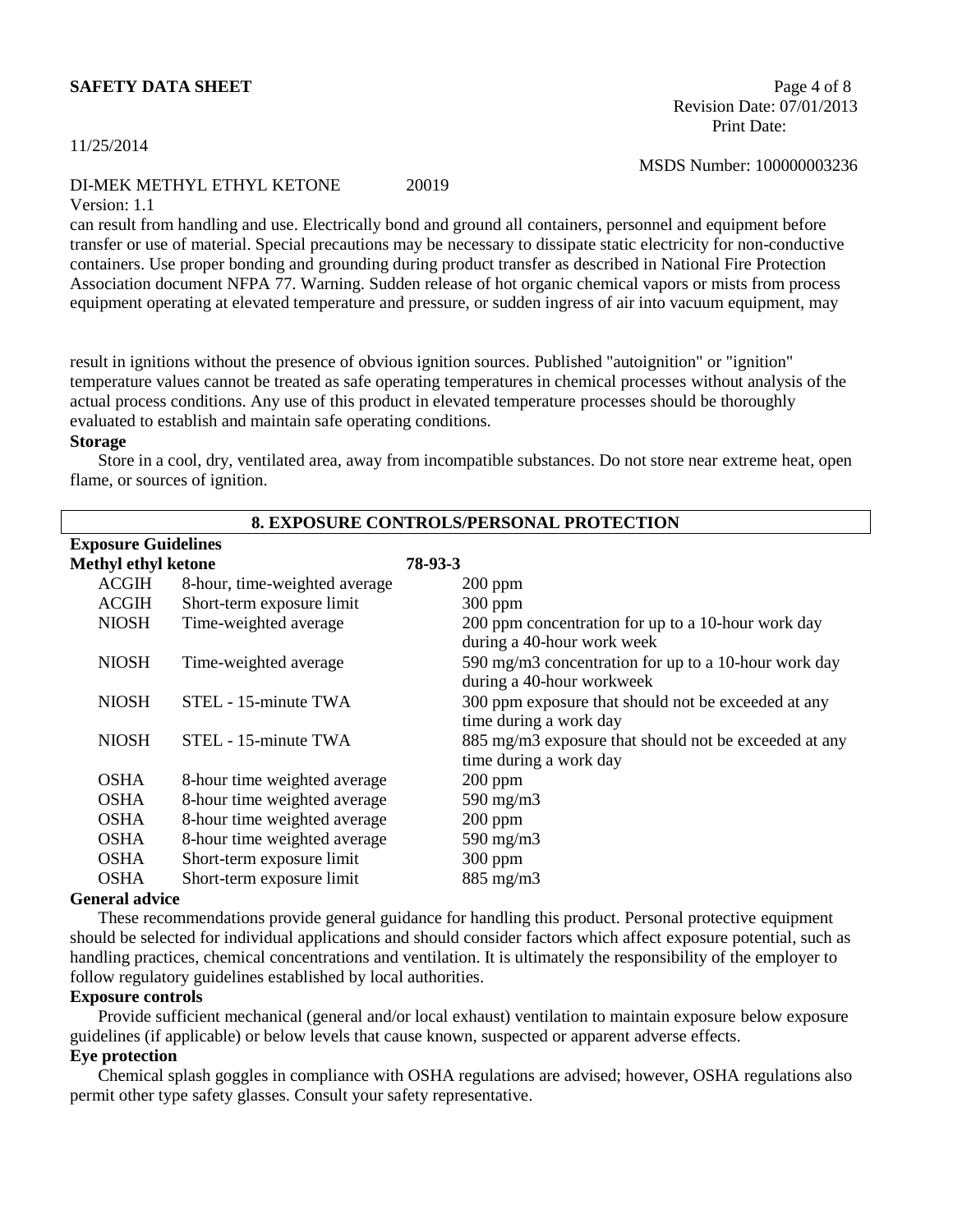can result from handling and use. Electrically bond and ground all containers, personnel and equipment before transfer or use of material. Special precautions may be necessary to dissipate static electricity for non-conductive containers. Use proper bonding and grounding during product transfer as described in National Fire Protection Association document NFPA 77. Warning. Sudden release of hot organic chemical vapors or mists from process equipment operating at elevated temperature and pressure, or sudden ingress of air into vacuum equipment, may

result in ignitions without the presence of obvious ignition sources. Published "autoignition" or "ignition" temperature values cannot be treated as safe operating temperatures in chemical processes without analysis of the actual process conditions. Any use of this product in elevated temperature processes should be thoroughly evaluated to establish and maintain safe operating conditions.

**Storage**

Store in a cool, dry, ventilated area, away from incompatible substances. Do not store near extreme heat, open flame, or sources of ignition.

## 8. EXPOSURE CONTROLS/PERSONAL PROTECTION

**Exposure Guidelines**

**Methyl ethyl ketone** **78-93-3**

| Agency | Type | Value |
|---|---|---|
| ACGIH | 8-hour, time-weighted average | 200 ppm |
| ACGIH | Short-term exposure limit | 300 ppm |
| NIOSH | Time-weighted average | 200 ppm concentration for up to a 10-hour work day during a 40-hour work week |
| NIOSH | Time-weighted average | 590 mg/m3 concentration for up to a 10-hour work day during a 40-hour workweek |
| NIOSH | STEL - 15-minute TWA | 300 ppm exposure that should not be exceeded at any time during a work day |
| NIOSH | STEL - 15-minute TWA | 885 mg/m3 exposure that should not be exceeded at any time during a work day |
| OSHA | 8-hour time weighted average | 200 ppm |
| OSHA | 8-hour time weighted average | 590 mg/m3 |
| OSHA | 8-hour time weighted average | 200 ppm |
| OSHA | 8-hour time weighted average | 590 mg/m3 |
| OSHA | Short-term exposure limit | 300 ppm |
| OSHA | Short-term exposure limit | 885 mg/m3 |

**General advice**

These recommendations provide general guidance for handling this product. Personal protective equipment should be selected for individual applications and should consider factors which affect exposure potential, such as handling practices, chemical concentrations and ventilation. It is ultimately the responsibility of the employer to follow regulatory guidelines established by local authorities.

**Exposure controls**

Provide sufficient mechanical (general and/or local exhaust) ventilation to maintain exposure below exposure guidelines (if applicable) or below levels that cause known, suspected or apparent adverse effects.

**Eye protection**

Chemical splash goggles in compliance with OSHA regulations are advised; however, OSHA regulations also permit other type safety glasses. Consult your safety representative.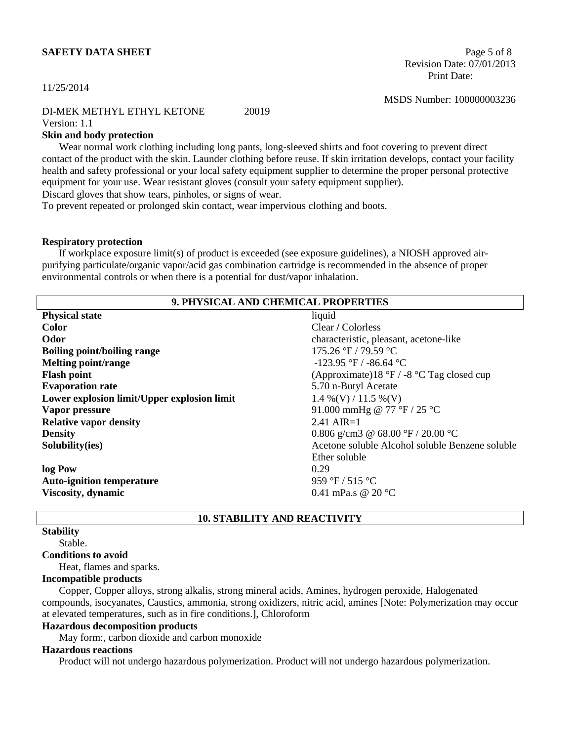### Skin and body protection

Wear normal work clothing including long pants, long-sleeved shirts and foot covering to prevent direct contact of the product with the skin. Launder clothing before reuse. If skin irritation develops, contact your facility health and safety professional or your local safety equipment supplier to determine the proper personal protective equipment for your use. Wear resistant gloves (consult your safety equipment supplier).
Discard gloves that show tears, pinholes, or signs of wear.
To prevent repeated or prolonged skin contact, wear impervious clothing and boots.

### Respiratory protection

If workplace exposure limit(s) of product is exceeded (see exposure guidelines), a NIOSH approved air-purifying particulate/organic vapor/acid gas combination cartridge is recommended in the absence of proper environmental controls or when there is a potential for dust/vapor inhalation.

## 9. PHYSICAL AND CHEMICAL PROPERTIES

| | |
|---|---|
| **Physical state** | liquid |
| **Color** | Clear / Colorless |
| **Odor** | characteristic, pleasant, acetone-like |
| **Boiling point/boiling range** | 175.26 °F / 79.59 °C |
| **Melting point/range** | -123.95 °F / -86.64 °C |
| **Flash point** | (Approximate)18 °F / -8 °C Tag closed cup |
| **Evaporation rate** | 5.70 n-Butyl Acetate |
| **Lower explosion limit/Upper explosion limit** | 1.4 %(V) / 11.5 %(V) |
| **Vapor pressure** | 91.000 mmHg @ 77 °F / 25 °C |
| **Relative vapor density** | 2.41 AIR=1 |
| **Density** | 0.806 g/cm3 @ 68.00 °F / 20.00 °C |
| **Solubility(ies)** | Acetone soluble Alcohol soluble Benzene soluble Ether soluble |
| **log Pow** | 0.29 |
| **Auto-ignition temperature** | 959 °F / 515 °C |
| **Viscosity, dynamic** | 0.41 mPa.s @ 20 °C |

## 10. STABILITY AND REACTIVITY

**Stability**

Stable.

**Conditions to avoid**

Heat, flames and sparks.

**Incompatible products**

Copper, Copper alloys, strong alkalis, strong mineral acids, Amines, hydrogen peroxide, Halogenated compounds, isocyanates, Caustics, ammonia, strong oxidizers, nitric acid, amines [Note: Polymerization may occur at elevated temperatures, such as in fire conditions.], Chloroform

**Hazardous decomposition products**

May form:, carbon dioxide and carbon monoxide

**Hazardous reactions**

Product will not undergo hazardous polymerization. Product will not undergo hazardous polymerization.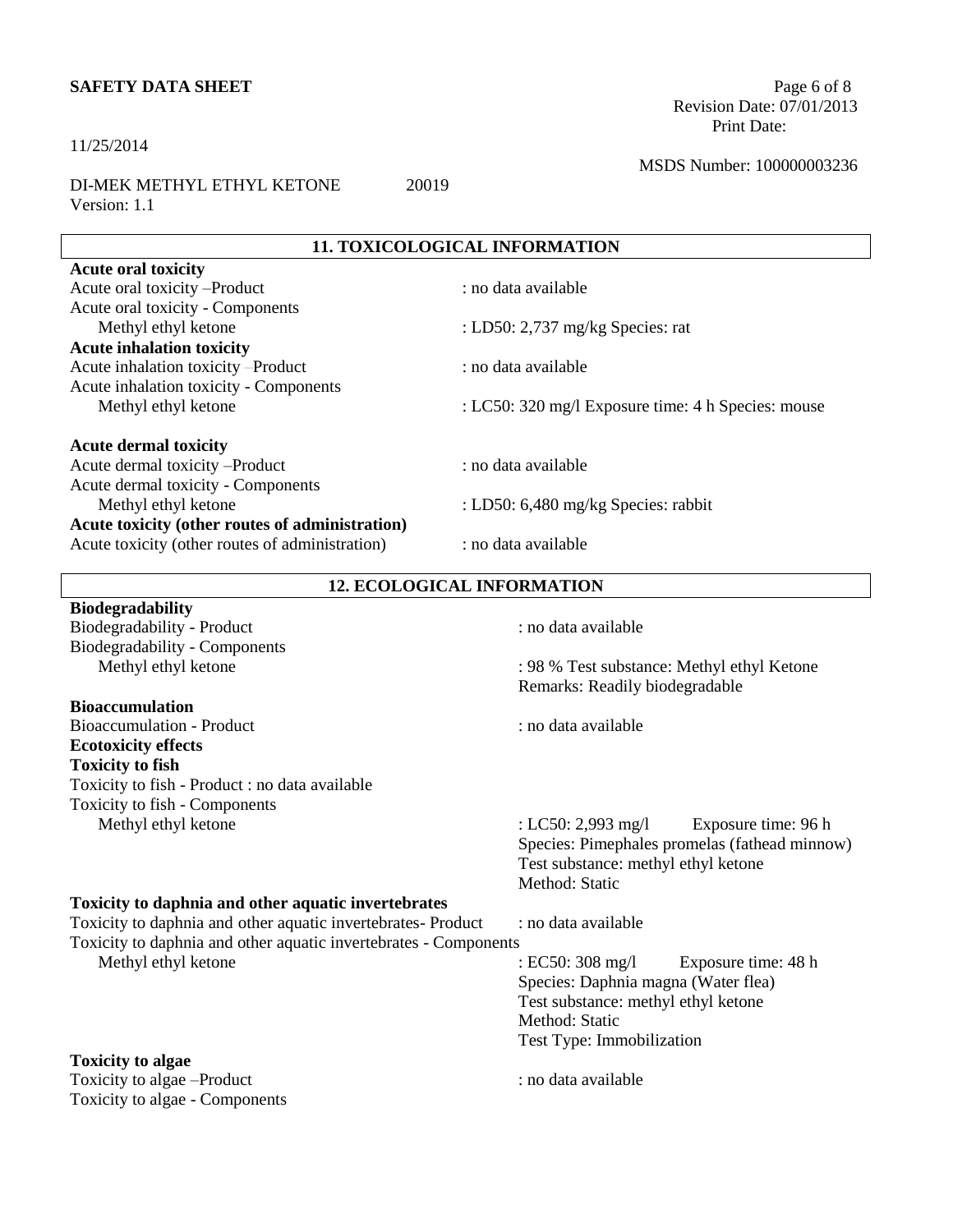## 11. TOXICOLOGICAL INFORMATION

**Acute oral toxicity**

Acute oral toxicity –Product : no data available

Acute oral toxicity - Components

Methyl ethyl ketone : LD50: 2,737 mg/kg Species: rat

**Acute inhalation toxicity**

Acute inhalation toxicity –Product : no data available

Acute inhalation toxicity - Components

Methyl ethyl ketone : LC50: 320 mg/l Exposure time: 4 h Species: mouse

**Acute dermal toxicity**

Acute dermal toxicity –Product : no data available

Acute dermal toxicity - Components

Methyl ethyl ketone : LD50: 6,480 mg/kg Species: rabbit

**Acute toxicity (other routes of administration)**

Acute toxicity (other routes of administration) : no data available

## 12. ECOLOGICAL INFORMATION

**Biodegradability**

Biodegradability - Product : no data available

Biodegradability - Components

Methyl ethyl ketone : 98 % Test substance: Methyl ethyl Ketone
Remarks: Readily biodegradable

**Bioaccumulation**

Bioaccumulation - Product : no data available

**Ecotoxicity effects**

**Toxicity to fish**

Toxicity to fish - Product : no data available

Toxicity to fish - Components

Methyl ethyl ketone : LC50: 2,993 mg/l Exposure time: 96 h
Species: Pimephales promelas (fathead minnow)
Test substance: methyl ethyl ketone
Method: Static

**Toxicity to daphnia and other aquatic invertebrates**

Toxicity to daphnia and other aquatic invertebrates- Product : no data available

Toxicity to daphnia and other aquatic invertebrates - Components

Methyl ethyl ketone : EC50: 308 mg/l Exposure time: 48 h
Species: Daphnia magna (Water flea)
Test substance: methyl ethyl ketone
Method: Static
Test Type: Immobilization

**Toxicity to algae**

Toxicity to algae –Product : no data available

Toxicity to algae - Components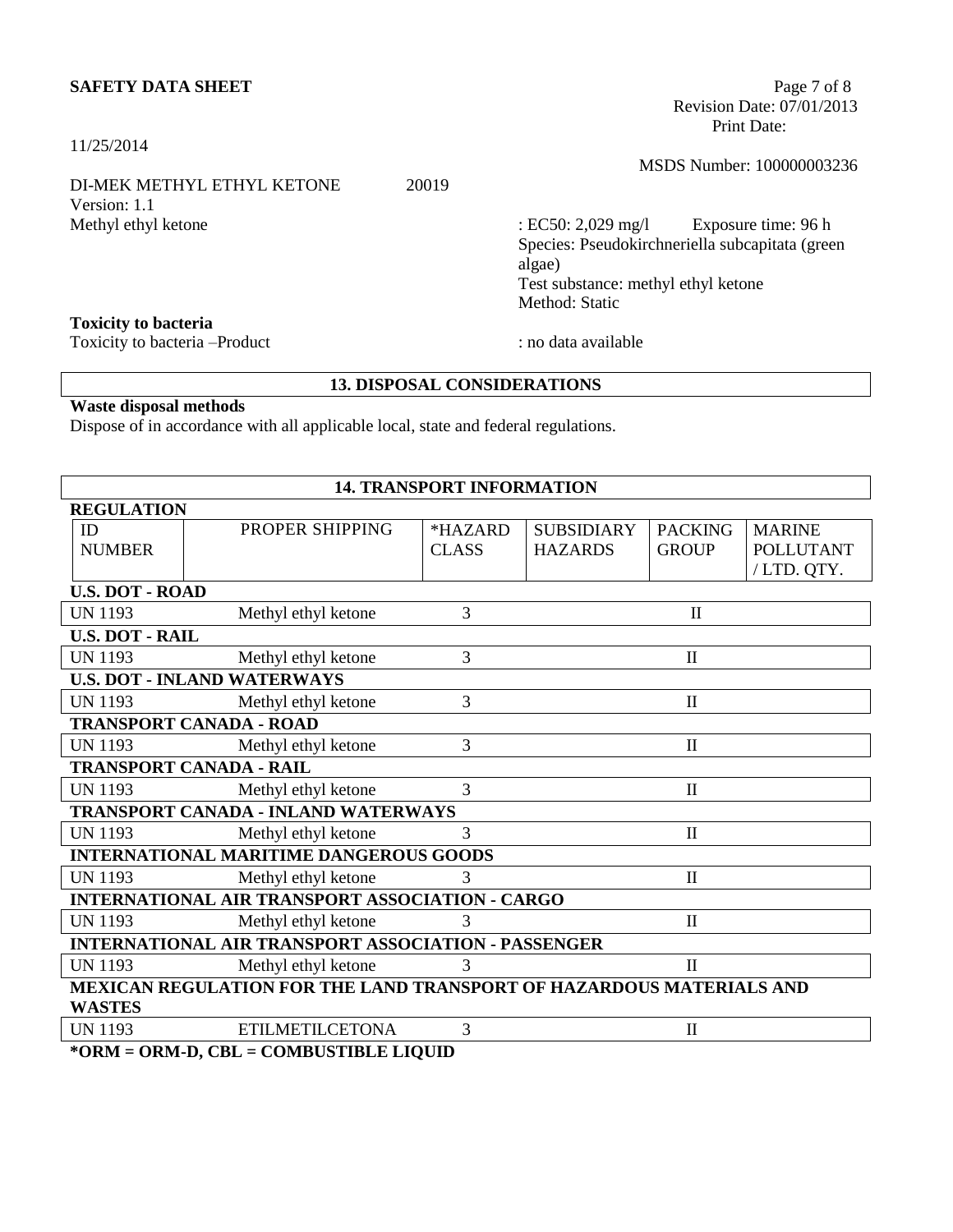Methyl ethyl ketone : EC50: 2,029 mg/l Exposure time: 96 h
Species: Pseudokirchneriella subcapitata (green algae)
Test substance: methyl ethyl ketone
Method: Static

**Toxicity to bacteria**

Toxicity to bacteria –Product : no data available

## 13. DISPOSAL CONSIDERATIONS

**Waste disposal methods**

Dispose of in accordance with all applicable local, state and federal regulations.

## 14. TRANSPORT INFORMATION

**REGULATION**

| ID NUMBER | PROPER SHIPPING | *HAZARD CLASS | SUBSIDIARY HAZARDS | PACKING GROUP | MARINE POLLUTANT / LTD. QTY. |
|---|---|---|---|---|---|
| **U.S. DOT - ROAD** | | | | | |
| UN 1193 | Methyl ethyl ketone | 3 | | II | |
| **U.S. DOT - RAIL** | | | | | |
| UN 1193 | Methyl ethyl ketone | 3 | | II | |
| **U.S. DOT - INLAND WATERWAYS** | | | | | |
| UN 1193 | Methyl ethyl ketone | 3 | | II | |
| **TRANSPORT CANADA - ROAD** | | | | | |
| UN 1193 | Methyl ethyl ketone | 3 | | II | |
| **TRANSPORT CANADA - RAIL** | | | | | |
| UN 1193 | Methyl ethyl ketone | 3 | | II | |
| **TRANSPORT CANADA - INLAND WATERWAYS** | | | | | |
| UN 1193 | Methyl ethyl ketone | 3 | | II | |
| **INTERNATIONAL MARITIME DANGEROUS GOODS** | | | | | |
| UN 1193 | Methyl ethyl ketone | 3 | | II | |
| **INTERNATIONAL AIR TRANSPORT ASSOCIATION - CARGO** | | | | | |
| UN 1193 | Methyl ethyl ketone | 3 | | II | |
| **INTERNATIONAL AIR TRANSPORT ASSOCIATION - PASSENGER** | | | | | |
| UN 1193 | Methyl ethyl ketone | 3 | | II | |
| **MEXICAN REGULATION FOR THE LAND TRANSPORT OF HAZARDOUS MATERIALS AND WASTES** | | | | | |
| UN 1193 | ETILMETILCETONA | 3 | | II | |

**\*ORM = ORM-D, CBL = COMBUSTIBLE LIQUID**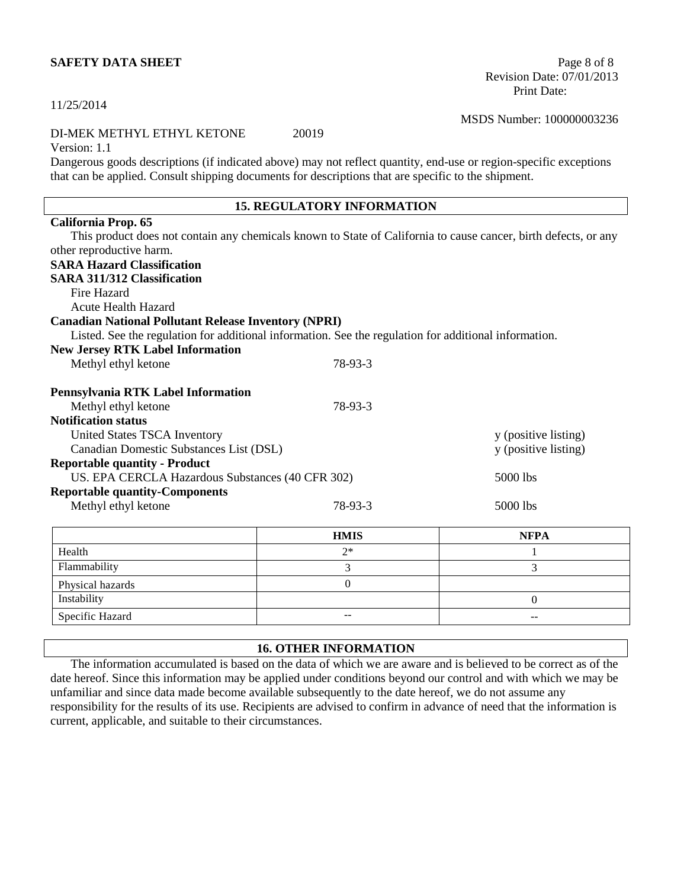Dangerous goods descriptions (if indicated above) may not reflect quantity, end-use or region-specific exceptions that can be applied. Consult shipping documents for descriptions that are specific to the shipment.

## 15. REGULATORY INFORMATION

**California Prop. 65**

This product does not contain any chemicals known to State of California to cause cancer, birth defects, or any other reproductive harm.

**SARA Hazard Classification**

**SARA 311/312 Classification**

Fire Hazard

Acute Health Hazard

**Canadian National Pollutant Release Inventory (NPRI)**

Listed. See the regulation for additional information. See the regulation for additional information.

**New Jersey RTK Label Information**

| | | |
|---|---|---|
| Methyl ethyl ketone | 78-93-3 | |

**Pennsylvania RTK Label Information**

| | | |
|---|---|---|
| Methyl ethyl ketone | 78-93-3 | |

**Notification status**

| | | |
|---|---|---|
| United States TSCA Inventory | | y (positive listing) |
| Canadian Domestic Substances List (DSL) | | y (positive listing) |

**Reportable quantity - Product**

| | | |
|---|---|---|
| US. EPA CERCLA Hazardous Substances (40 CFR 302) | | 5000 lbs |

**Reportable quantity-Components**

| | | |
|---|---|---|
| Methyl ethyl ketone | 78-93-3 | 5000 lbs |

| | HMIS | NFPA |
|---|---|---|
| Health | 2* | 1 |
| Flammability | 3 | 3 |
| Physical hazards | 0 | |
| Instability | | 0 |
| Specific Hazard | -- | -- |

## 16. OTHER INFORMATION

The information accumulated is based on the data of which we are aware and is believed to be correct as of the date hereof. Since this information may be applied under conditions beyond our control and with which we may be unfamiliar and since data made become available subsequently to the date hereof, we do not assume any responsibility for the results of its use. Recipients are advised to confirm in advance of need that the information is current, applicable, and suitable to their circumstances.